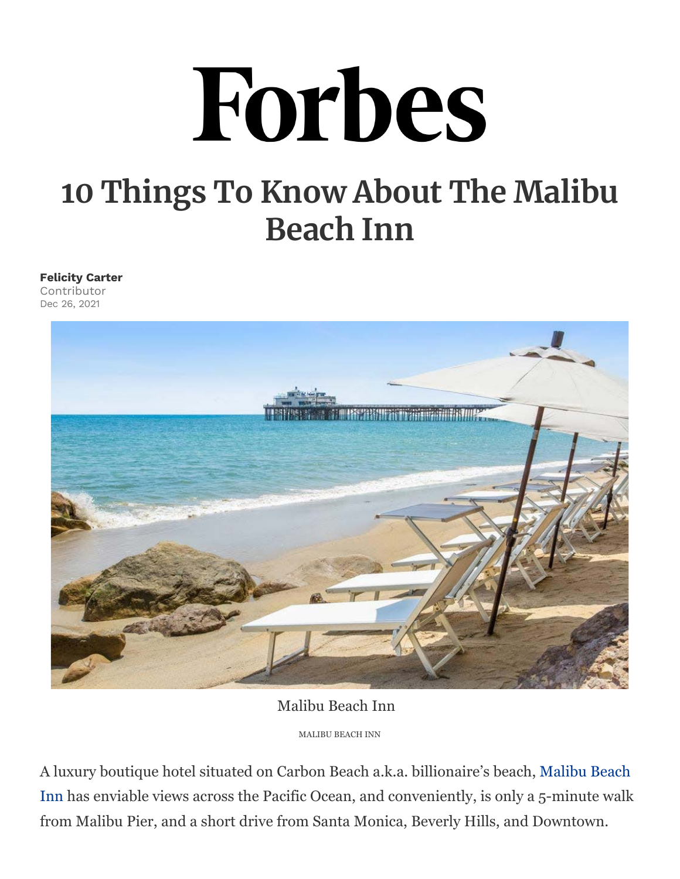Forbes

# 10 Things To Know About The Malibu Beach Inn

**Felicity Carter**
Contributor
Dec 26, 2021

Malibu Beach Inn

MALIBU BEACH INN

A luxury boutique hotel situated on Carbon Beach a.k.a. billionaire's beach, Malibu Beach Inn has enviable views across the Pacific Ocean, and conveniently, is only a 5-minute walk from Malibu Pier, and a short drive from Santa Monica, Beverly Hills, and Downtown.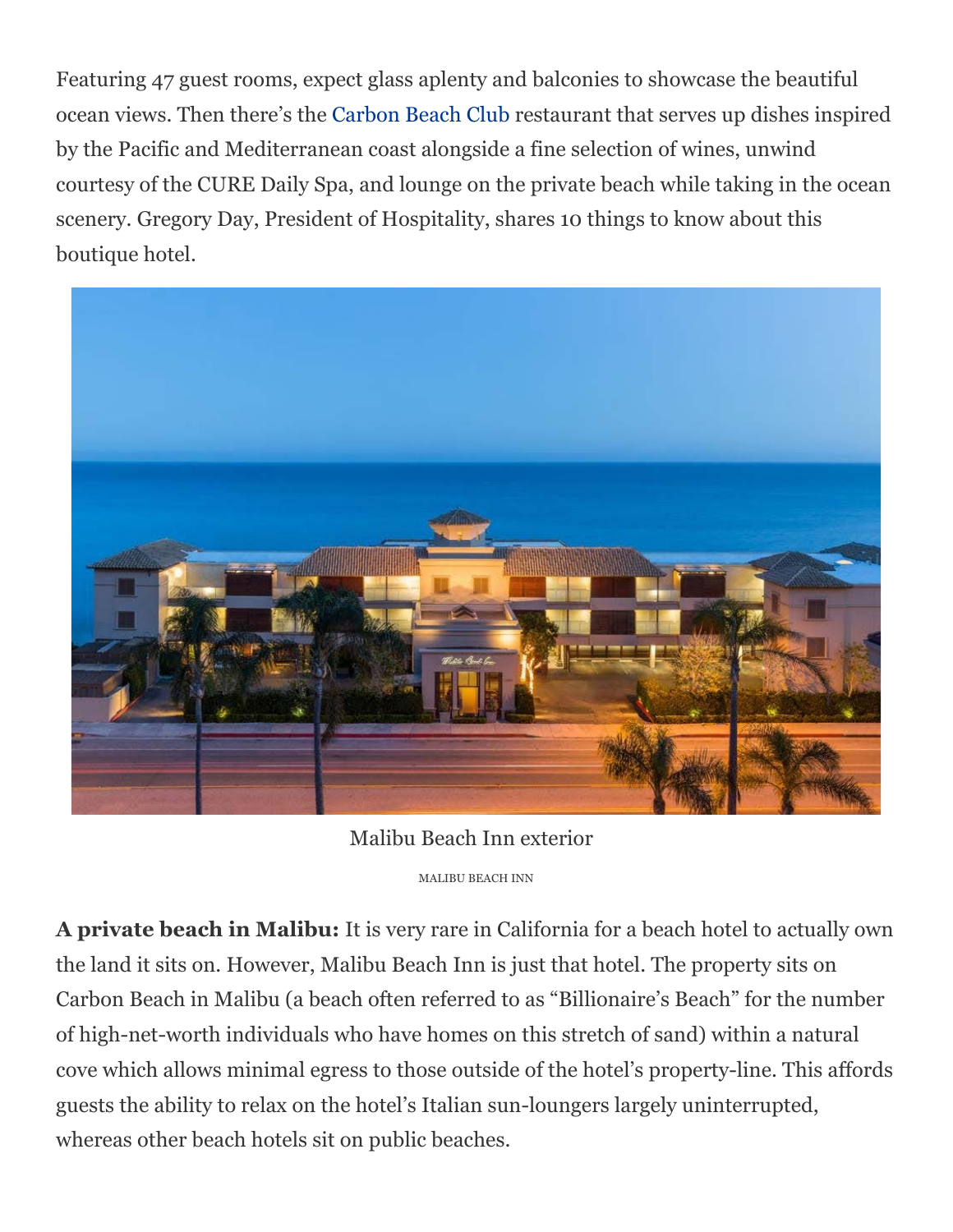Featuring 47 guest rooms, expect glass aplenty and balconies to showcase the beautiful ocean views. Then there's the Carbon Beach Club restaurant that serves up dishes inspired by the Pacific and Mediterranean coast alongside a fine selection of wines, unwind courtesy of the CURE Daily Spa, and lounge on the private beach while taking in the ocean scenery. Gregory Day, President of Hospitality, shares 10 things to know about this boutique hotel.

Malibu Beach Inn exterior

MALIBU BEACH INN

**A private beach in Malibu:** It is very rare in California for a beach hotel to actually own the land it sits on. However, Malibu Beach Inn is just that hotel. The property sits on Carbon Beach in Malibu (a beach often referred to as "Billionaire's Beach" for the number of high-net-worth individuals who have homes on this stretch of sand) within a natural cove which allows minimal egress to those outside of the hotel's property-line. This affords guests the ability to relax on the hotel's Italian sun-loungers largely uninterrupted, whereas other beach hotels sit on public beaches.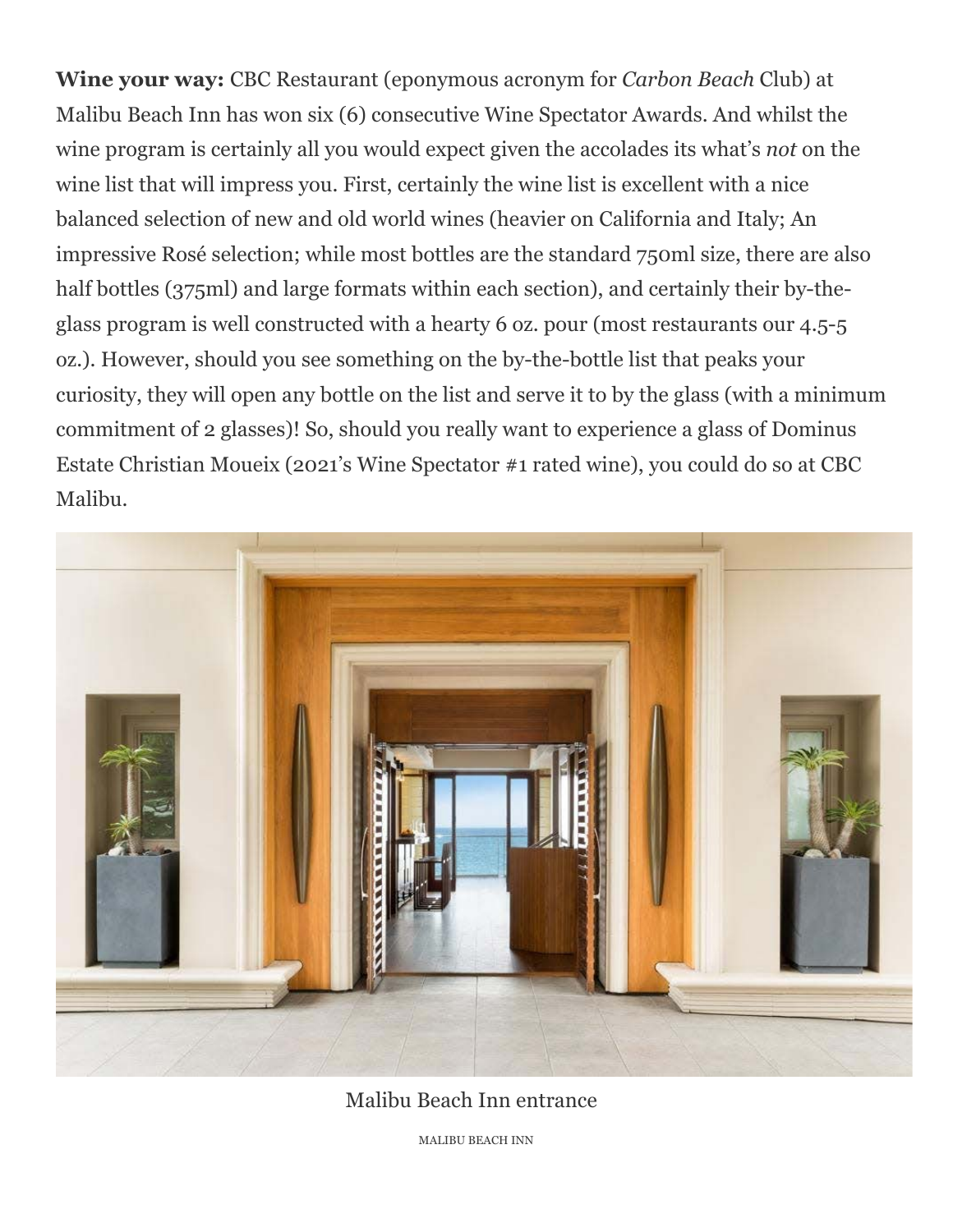**Wine your way:** CBC Restaurant (eponymous acronym for *Carbon Beach* Club) at Malibu Beach Inn has won six (6) consecutive Wine Spectator Awards. And whilst the wine program is certainly all you would expect given the accolades its what's *not* on the wine list that will impress you. First, certainly the wine list is excellent with a nice balanced selection of new and old world wines (heavier on California and Italy; An impressive Rosé selection; while most bottles are the standard 750ml size, there are also half bottles (375ml) and large formats within each section), and certainly their by-the-glass program is well constructed with a hearty 6 oz. pour (most restaurants our 4.5-5 oz.). However, should you see something on the by-the-bottle list that peaks your curiosity, they will open any bottle on the list and serve it to by the glass (with a minimum commitment of 2 glasses)! So, should you really want to experience a glass of Dominus Estate Christian Moueix (2021's Wine Spectator #1 rated wine), you could do so at CBC Malibu.

Malibu Beach Inn entrance

MALIBU BEACH INN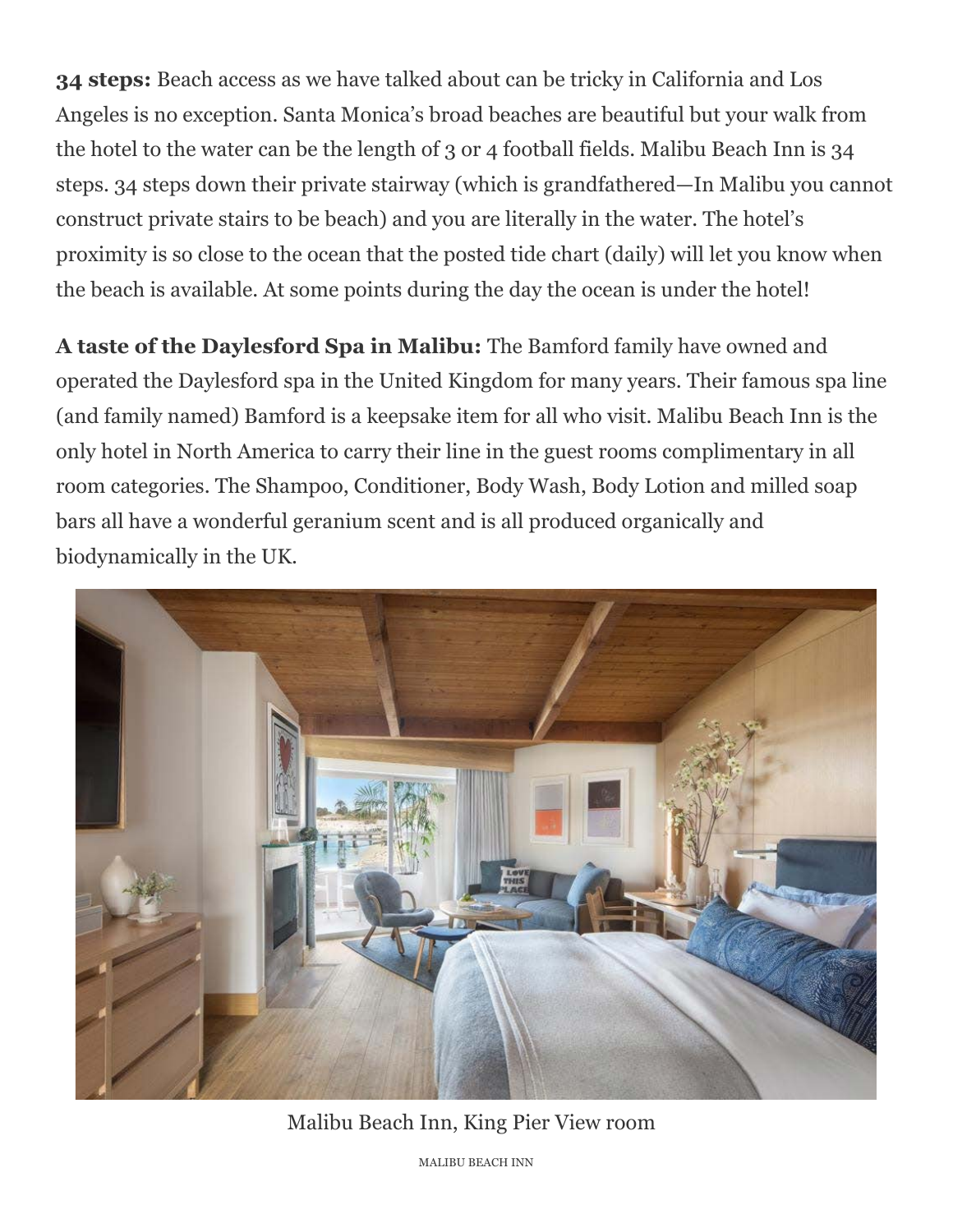**34 steps:** Beach access as we have talked about can be tricky in California and Los Angeles is no exception. Santa Monica's broad beaches are beautiful but your walk from the hotel to the water can be the length of 3 or 4 football fields. Malibu Beach Inn is 34 steps. 34 steps down their private stairway (which is grandfathered—In Malibu you cannot construct private stairs to be beach) and you are literally in the water. The hotel's proximity is so close to the ocean that the posted tide chart (daily) will let you know when the beach is available. At some points during the day the ocean is under the hotel!

**A taste of the Daylesford Spa in Malibu:** The Bamford family have owned and operated the Daylesford spa in the United Kingdom for many years. Their famous spa line (and family named) Bamford is a keepsake item for all who visit. Malibu Beach Inn is the only hotel in North America to carry their line in the guest rooms complimentary in all room categories. The Shampoo, Conditioner, Body Wash, Body Lotion and milled soap bars all have a wonderful geranium scent and is all produced organically and biodynamically in the UK.

Malibu Beach Inn, King Pier View room

MALIBU BEACH INN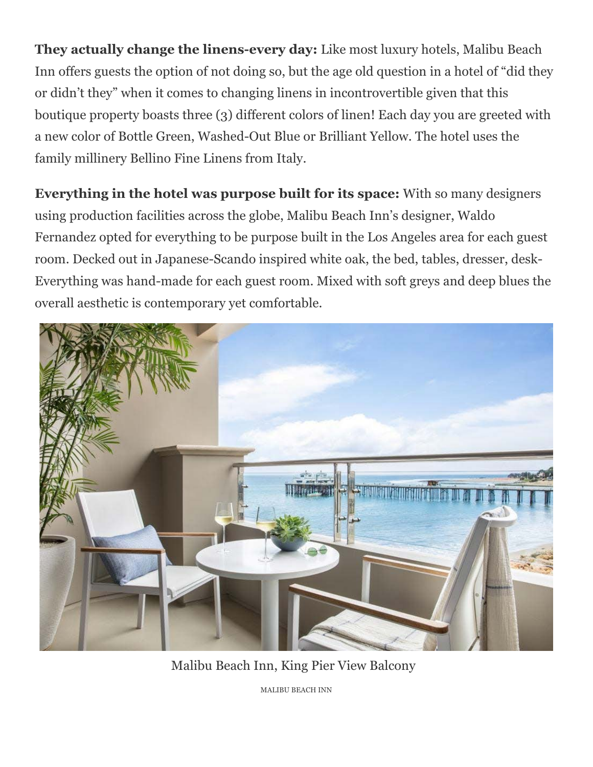**They actually change the linens-every day:** Like most luxury hotels, Malibu Beach Inn offers guests the option of not doing so, but the age old question in a hotel of "did they or didn't they" when it comes to changing linens in incontrovertible given that this boutique property boasts three (3) different colors of linen! Each day you are greeted with a new color of Bottle Green, Washed-Out Blue or Brilliant Yellow. The hotel uses the family millinery Bellino Fine Linens from Italy.

**Everything in the hotel was purpose built for its space:** With so many designers using production facilities across the globe, Malibu Beach Inn's designer, Waldo Fernandez opted for everything to be purpose built in the Los Angeles area for each guest room. Decked out in Japanese-Scando inspired white oak, the bed, tables, dresser, desk- Everything was hand-made for each guest room. Mixed with soft greys and deep blues the overall aesthetic is contemporary yet comfortable.

Malibu Beach Inn, King Pier View Balcony

MALIBU BEACH INN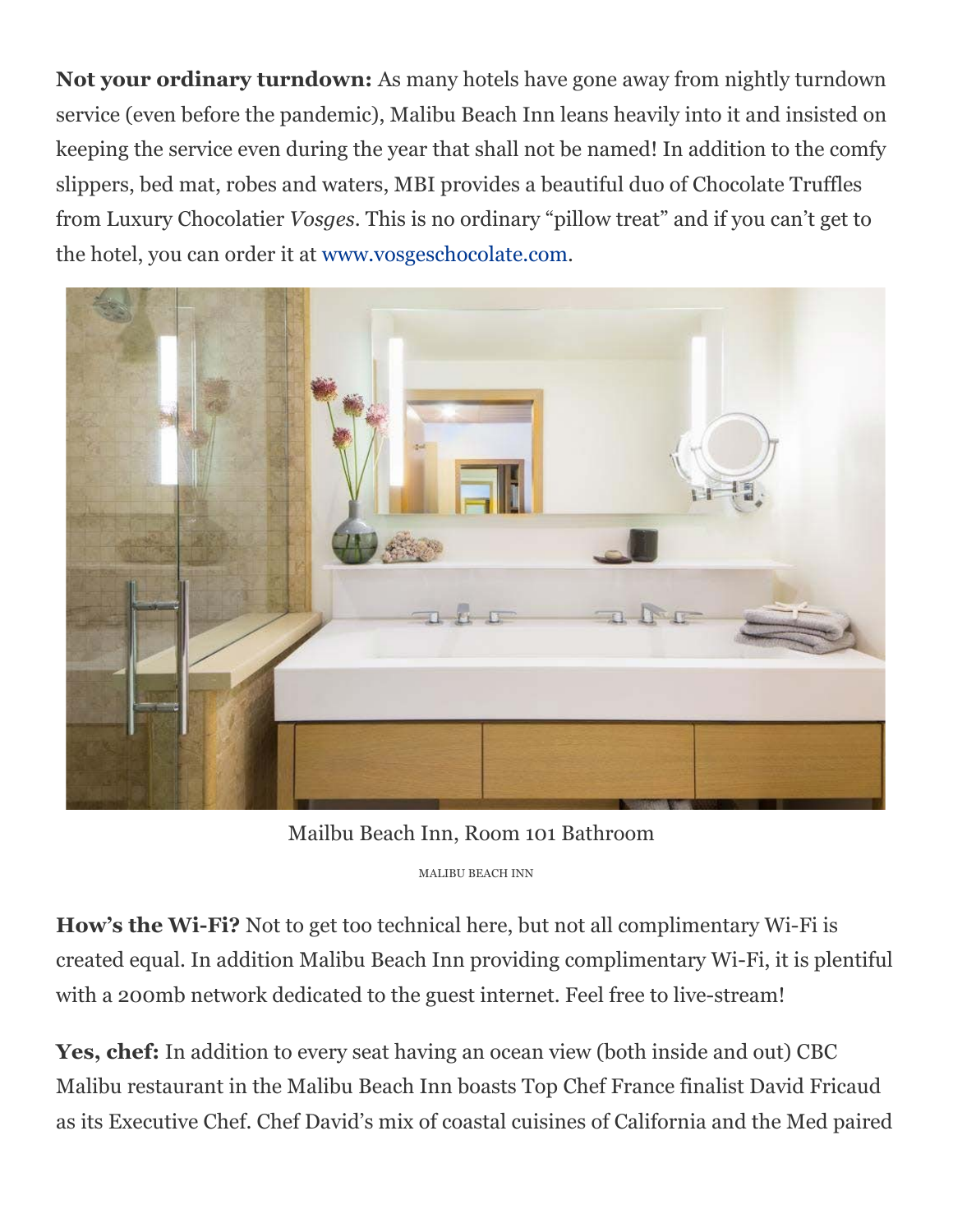**Not your ordinary turndown:** As many hotels have gone away from nightly turndown service (even before the pandemic), Malibu Beach Inn leans heavily into it and insisted on keeping the service even during the year that shall not be named! In addition to the comfy slippers, bed mat, robes and waters, MBI provides a beautiful duo of Chocolate Truffles from Luxury Chocolatier *Vosges*. This is no ordinary "pillow treat" and if you can't get to the hotel, you can order it at www.vosgeschocolate.com.

Mailbu Beach Inn, Room 101 Bathroom

MALIBU BEACH INN

**How's the Wi-Fi?** Not to get too technical here, but not all complimentary Wi-Fi is created equal. In addition Malibu Beach Inn providing complimentary Wi-Fi, it is plentiful with a 200mb network dedicated to the guest internet. Feel free to live-stream!

**Yes, chef:** In addition to every seat having an ocean view (both inside and out) CBC Malibu restaurant in the Malibu Beach Inn boasts Top Chef France finalist David Fricaud as its Executive Chef. Chef David's mix of coastal cuisines of California and the Med paired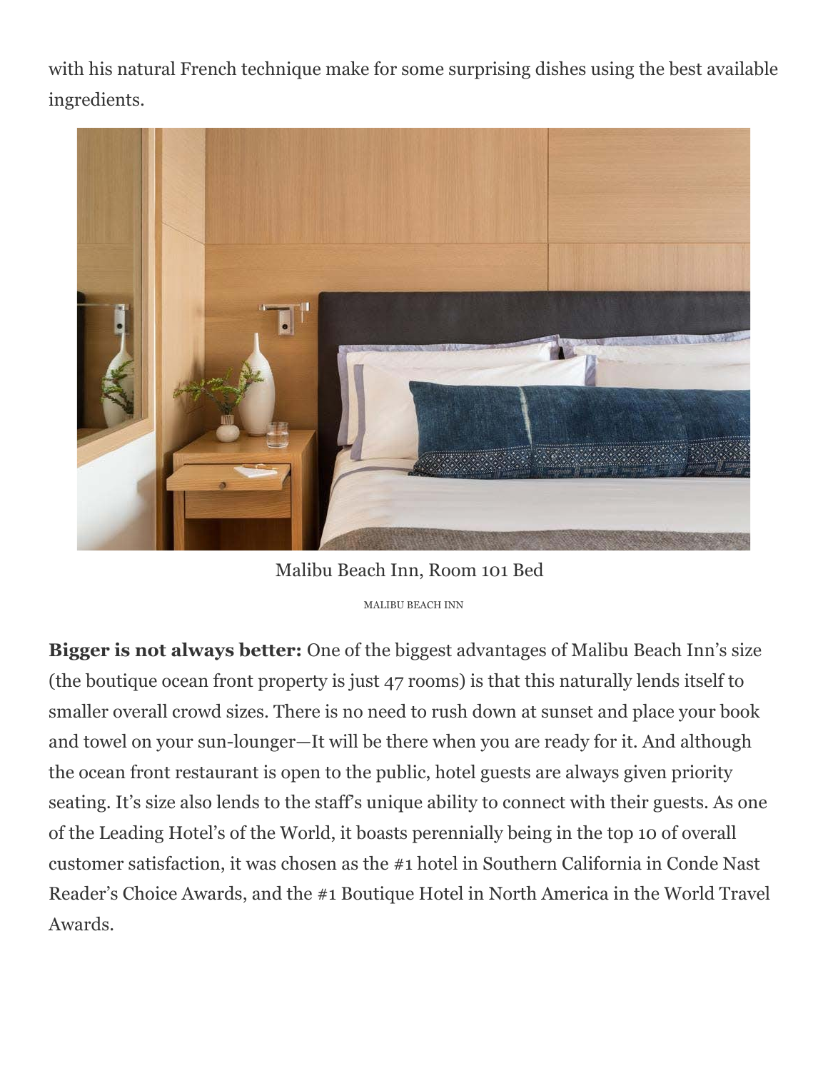with his natural French technique make for some surprising dishes using the best available ingredients.

Malibu Beach Inn, Room 101 Bed

MALIBU BEACH INN

**Bigger is not always better:** One of the biggest advantages of Malibu Beach Inn's size (the boutique ocean front property is just 47 rooms) is that this naturally lends itself to smaller overall crowd sizes. There is no need to rush down at sunset and place your book and towel on your sun-lounger—It will be there when you are ready for it. And although the ocean front restaurant is open to the public, hotel guests are always given priority seating. It's size also lends to the staff's unique ability to connect with their guests. As one of the Leading Hotel's of the World, it boasts perennially being in the top 10 of overall customer satisfaction, it was chosen as the #1 hotel in Southern California in Conde Nast Reader's Choice Awards, and the #1 Boutique Hotel in North America in the World Travel Awards.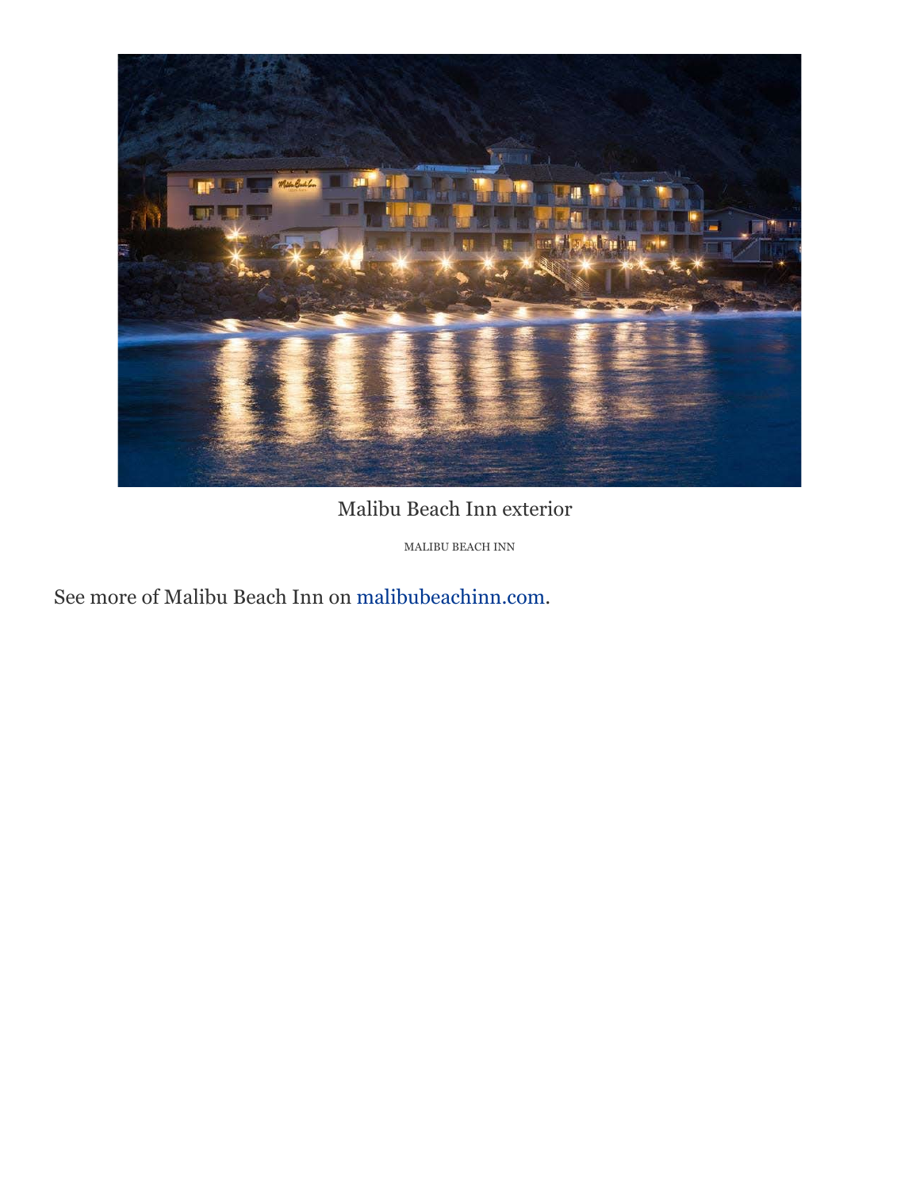Malibu Beach Inn exterior

MALIBU BEACH INN

See more of Malibu Beach Inn on malibubeachinn.com.